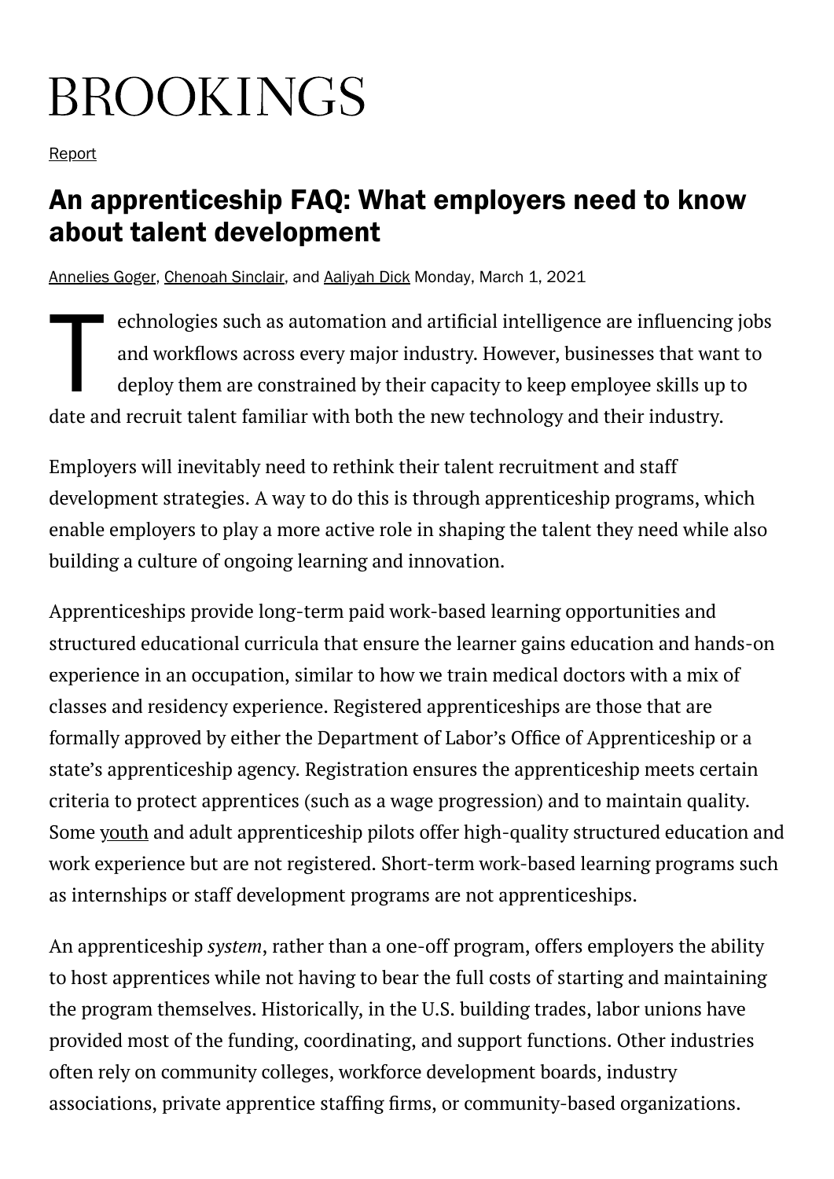BROOKINGS

Report

# An apprenticeship FAQ: What employers need to know about talent development

Annelies Goger, Chenoah Sinclair, and Aaliyah Dick Monday, March 1, 2021

Technologies such as automation and artificial intelligence are influencing jobs and workflows across every major industry. However, businesses that want to deploy them are constrained by their capacity to keep employee skills up to date and recruit talent familiar with both the new technology and their industry.

Employers will inevitably need to rethink their talent recruitment and staff development strategies. A way to do this is through apprenticeship programs, which enable employers to play a more active role in shaping the talent they need while also building a culture of ongoing learning and innovation.

Apprenticeships provide long-term paid work-based learning opportunities and structured educational curricula that ensure the learner gains education and hands-on experience in an occupation, similar to how we train medical doctors with a mix of classes and residency experience. Registered apprenticeships are those that are formally approved by either the Department of Labor's Office of Apprenticeship or a state's apprenticeship agency. Registration ensures the apprenticeship meets certain criteria to protect apprentices (such as a wage progression) and to maintain quality. Some youth and adult apprenticeship pilots offer high-quality structured education and work experience but are not registered. Short-term work-based learning programs such as internships or staff development programs are not apprenticeships.

An apprenticeship *system*, rather than a one-off program, offers employers the ability to host apprentices while not having to bear the full costs of starting and maintaining the program themselves. Historically, in the U.S. building trades, labor unions have provided most of the funding, coordinating, and support functions. Other industries often rely on community colleges, workforce development boards, industry associations, private apprentice staffing firms, or community-based organizations.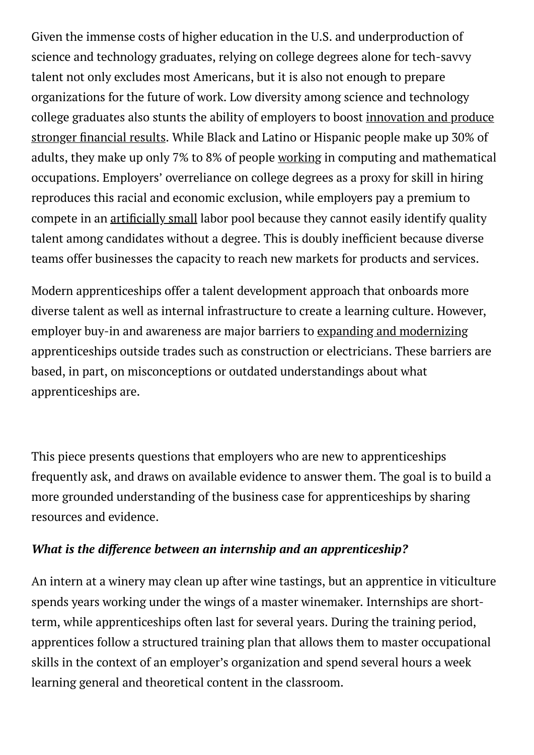Given the immense costs of higher education in the U.S. and underproduction of science and technology graduates, relying on college degrees alone for tech-savvy talent not only excludes most Americans, but it is also not enough to prepare organizations for the future of work. Low diversity among science and technology college graduates also stunts the ability of employers to boost innovation and produce stronger financial results. While Black and Latino or Hispanic people make up 30% of adults, they make up only 7% to 8% of people working in computing and mathematical occupations. Employers' overreliance on college degrees as a proxy for skill in hiring reproduces this racial and economic exclusion, while employers pay a premium to compete in an artificially small labor pool because they cannot easily identify quality talent among candidates without a degree. This is doubly inefficient because diverse teams offer businesses the capacity to reach new markets for products and services.

Modern apprenticeships offer a talent development approach that onboards more diverse talent as well as internal infrastructure to create a learning culture. However, employer buy-in and awareness are major barriers to expanding and modernizing apprenticeships outside trades such as construction or electricians. These barriers are based, in part, on misconceptions or outdated understandings about what apprenticeships are.

This piece presents questions that employers who are new to apprenticeships frequently ask, and draws on available evidence to answer them. The goal is to build a more grounded understanding of the business case for apprenticeships by sharing resources and evidence.

***What is the difference between an internship and an apprenticeship?***

An intern at a winery may clean up after wine tastings, but an apprentice in viticulture spends years working under the wings of a master winemaker. Internships are short-term, while apprenticeships often last for several years. During the training period, apprentices follow a structured training plan that allows them to master occupational skills in the context of an employer's organization and spend several hours a week learning general and theoretical content in the classroom.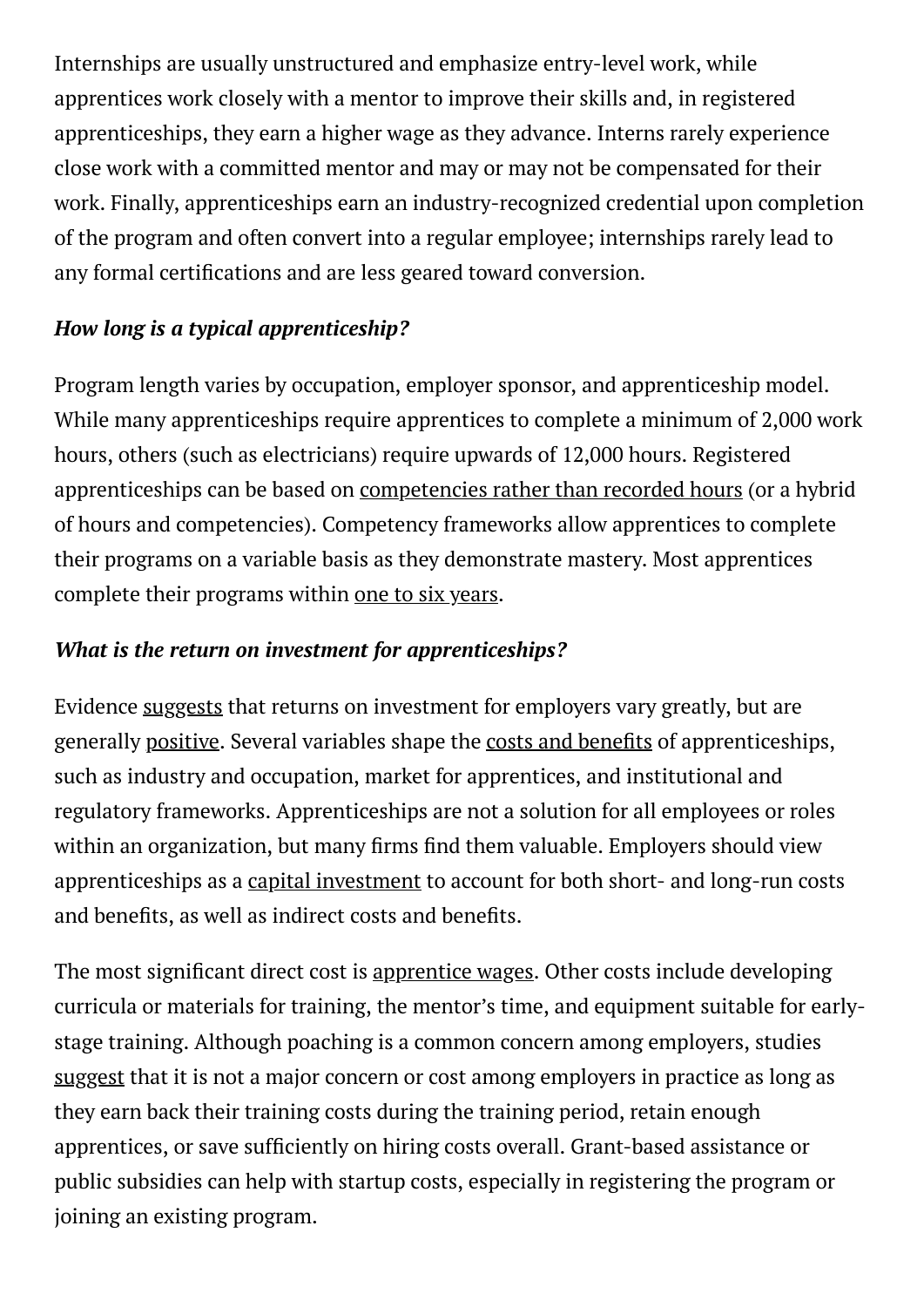Internships are usually unstructured and emphasize entry-level work, while apprentices work closely with a mentor to improve their skills and, in registered apprenticeships, they earn a higher wage as they advance. Interns rarely experience close work with a committed mentor and may or may not be compensated for their work. Finally, apprenticeships earn an industry-recognized credential upon completion of the program and often convert into a regular employee; internships rarely lead to any formal certifications and are less geared toward conversion.

***How long is a typical apprenticeship?***

Program length varies by occupation, employer sponsor, and apprenticeship model. While many apprenticeships require apprentices to complete a minimum of 2,000 work hours, others (such as electricians) require upwards of 12,000 hours. Registered apprenticeships can be based on competencies rather than recorded hours (or a hybrid of hours and competencies). Competency frameworks allow apprentices to complete their programs on a variable basis as they demonstrate mastery. Most apprentices complete their programs within one to six years.

***What is the return on investment for apprenticeships?***

Evidence suggests that returns on investment for employers vary greatly, but are generally positive. Several variables shape the costs and benefits of apprenticeships, such as industry and occupation, market for apprentices, and institutional and regulatory frameworks. Apprenticeships are not a solution for all employees or roles within an organization, but many firms find them valuable. Employers should view apprenticeships as a capital investment to account for both short- and long-run costs and benefits, as well as indirect costs and benefits.

The most significant direct cost is apprentice wages. Other costs include developing curricula or materials for training, the mentor's time, and equipment suitable for early-stage training. Although poaching is a common concern among employers, studies suggest that it is not a major concern or cost among employers in practice as long as they earn back their training costs during the training period, retain enough apprentices, or save sufficiently on hiring costs overall. Grant-based assistance or public subsidies can help with startup costs, especially in registering the program or joining an existing program.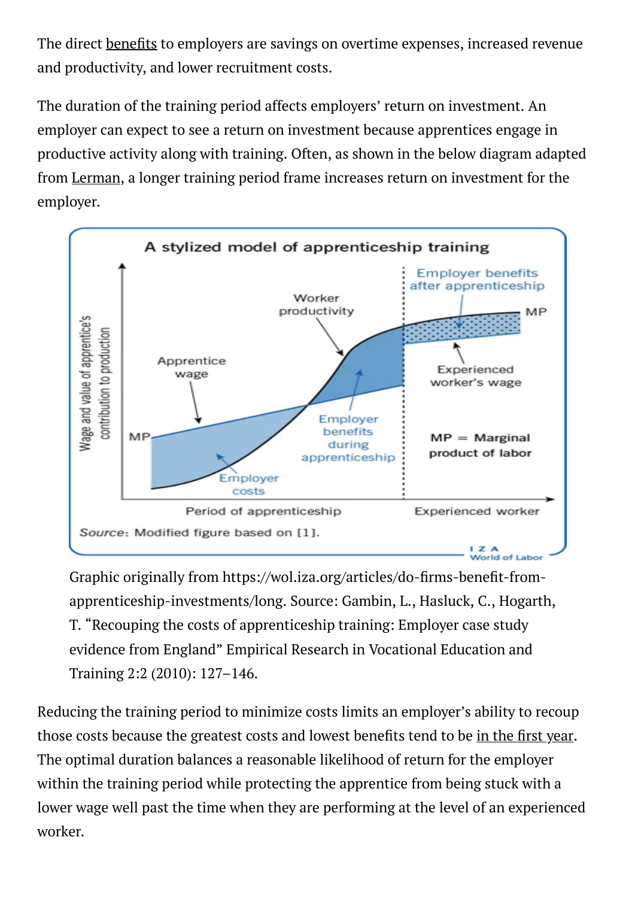The direct benefits to employers are savings on overtime expenses, increased revenue and productivity, and lower recruitment costs.

The duration of the training period affects employers' return on investment. An employer can expect to see a return on investment because apprentices engage in productive activity along with training. Often, as shown in the below diagram adapted from Lerman, a longer training period frame increases return on investment for the employer.

Graphic originally from https://wol.iza.org/articles/do-firms-benefit-from-apprenticeship-investments/long. Source: Gambin, L., Hasluck, C., Hogarth, T. "Recouping the costs of apprenticeship training: Employer case study evidence from England" Empirical Research in Vocational Education and Training 2:2 (2010): 127–146.

Reducing the training period to minimize costs limits an employer's ability to recoup those costs because the greatest costs and lowest benefits tend to be in the first year. The optimal duration balances a reasonable likelihood of return for the employer within the training period while protecting the apprentice from being stuck with a lower wage well past the time when they are performing at the level of an experienced worker.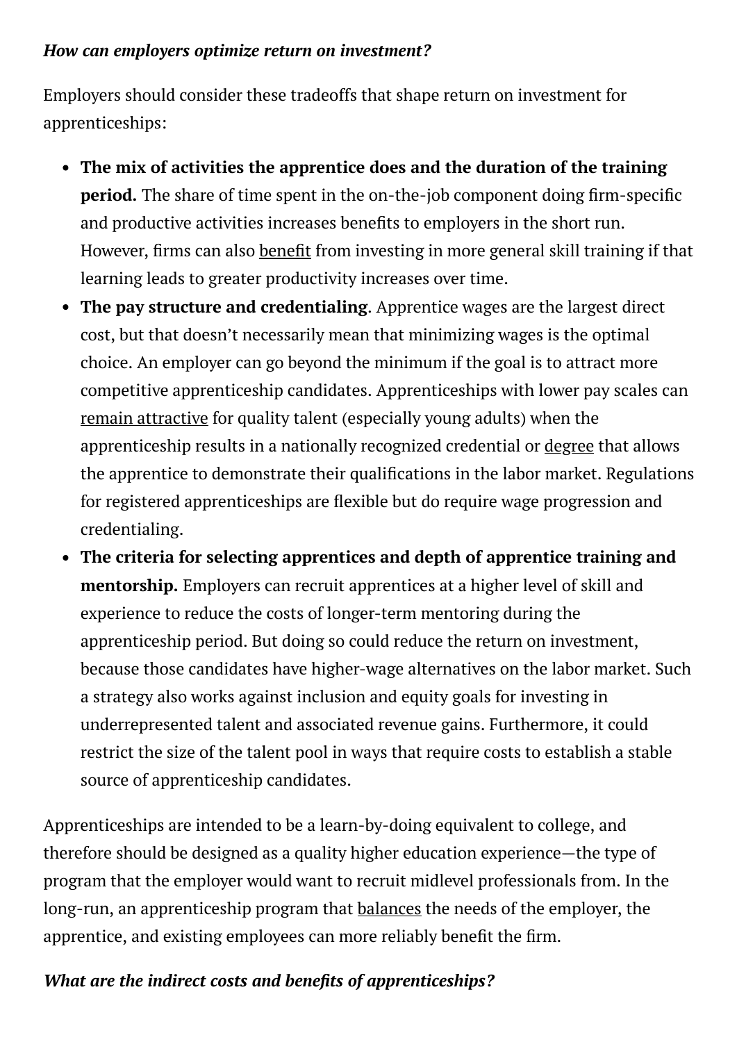***How can employers optimize return on investment?***

Employers should consider these tradeoffs that shape return on investment for apprenticeships:

- **The mix of activities the apprentice does and the duration of the training period.** The share of time spent in the on-the-job component doing firm-specific and productive activities increases benefits to employers in the short run. However, firms can also benefit from investing in more general skill training if that learning leads to greater productivity increases over time.
- **The pay structure and credentialing**. Apprentice wages are the largest direct cost, but that doesn't necessarily mean that minimizing wages is the optimal choice. An employer can go beyond the minimum if the goal is to attract more competitive apprenticeship candidates. Apprenticeships with lower pay scales can remain attractive for quality talent (especially young adults) when the apprenticeship results in a nationally recognized credential or degree that allows the apprentice to demonstrate their qualifications in the labor market. Regulations for registered apprenticeships are flexible but do require wage progression and credentialing.
- **The criteria for selecting apprentices and depth of apprentice training and mentorship.** Employers can recruit apprentices at a higher level of skill and experience to reduce the costs of longer-term mentoring during the apprenticeship period. But doing so could reduce the return on investment, because those candidates have higher-wage alternatives on the labor market. Such a strategy also works against inclusion and equity goals for investing in underrepresented talent and associated revenue gains. Furthermore, it could restrict the size of the talent pool in ways that require costs to establish a stable source of apprenticeship candidates.

Apprenticeships are intended to be a learn-by-doing equivalent to college, and therefore should be designed as a quality higher education experience—the type of program that the employer would want to recruit midlevel professionals from. In the long-run, an apprenticeship program that balances the needs of the employer, the apprentice, and existing employees can more reliably benefit the firm.

***What are the indirect costs and benefits of apprenticeships?***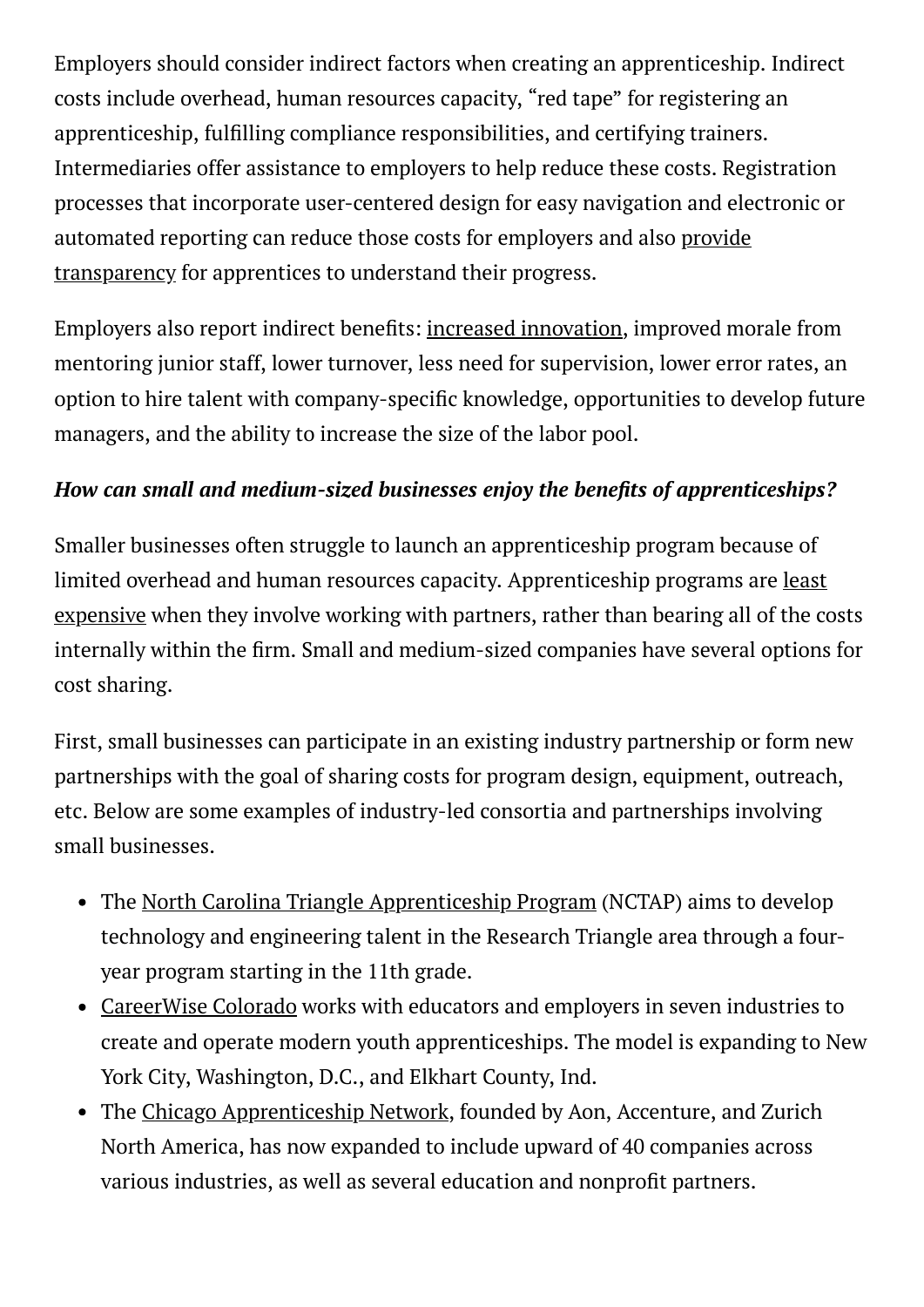Employers should consider indirect factors when creating an apprenticeship. Indirect costs include overhead, human resources capacity, "red tape" for registering an apprenticeship, fulfilling compliance responsibilities, and certifying trainers. Intermediaries offer assistance to employers to help reduce these costs. Registration processes that incorporate user-centered design for easy navigation and electronic or automated reporting can reduce those costs for employers and also provide transparency for apprentices to understand their progress.

Employers also report indirect benefits: increased innovation, improved morale from mentoring junior staff, lower turnover, less need for supervision, lower error rates, an option to hire talent with company-specific knowledge, opportunities to develop future managers, and the ability to increase the size of the labor pool.

***How can small and medium-sized businesses enjoy the benefits of apprenticeships?***

Smaller businesses often struggle to launch an apprenticeship program because of limited overhead and human resources capacity. Apprenticeship programs are least expensive when they involve working with partners, rather than bearing all of the costs internally within the firm. Small and medium-sized companies have several options for cost sharing.

First, small businesses can participate in an existing industry partnership or form new partnerships with the goal of sharing costs for program design, equipment, outreach, etc. Below are some examples of industry-led consortia and partnerships involving small businesses.

- The North Carolina Triangle Apprenticeship Program (NCTAP) aims to develop technology and engineering talent in the Research Triangle area through a four-year program starting in the 11th grade.
- CareerWise Colorado works with educators and employers in seven industries to create and operate modern youth apprenticeships. The model is expanding to New York City, Washington, D.C., and Elkhart County, Ind.
- The Chicago Apprenticeship Network, founded by Aon, Accenture, and Zurich North America, has now expanded to include upward of 40 companies across various industries, as well as several education and nonprofit partners.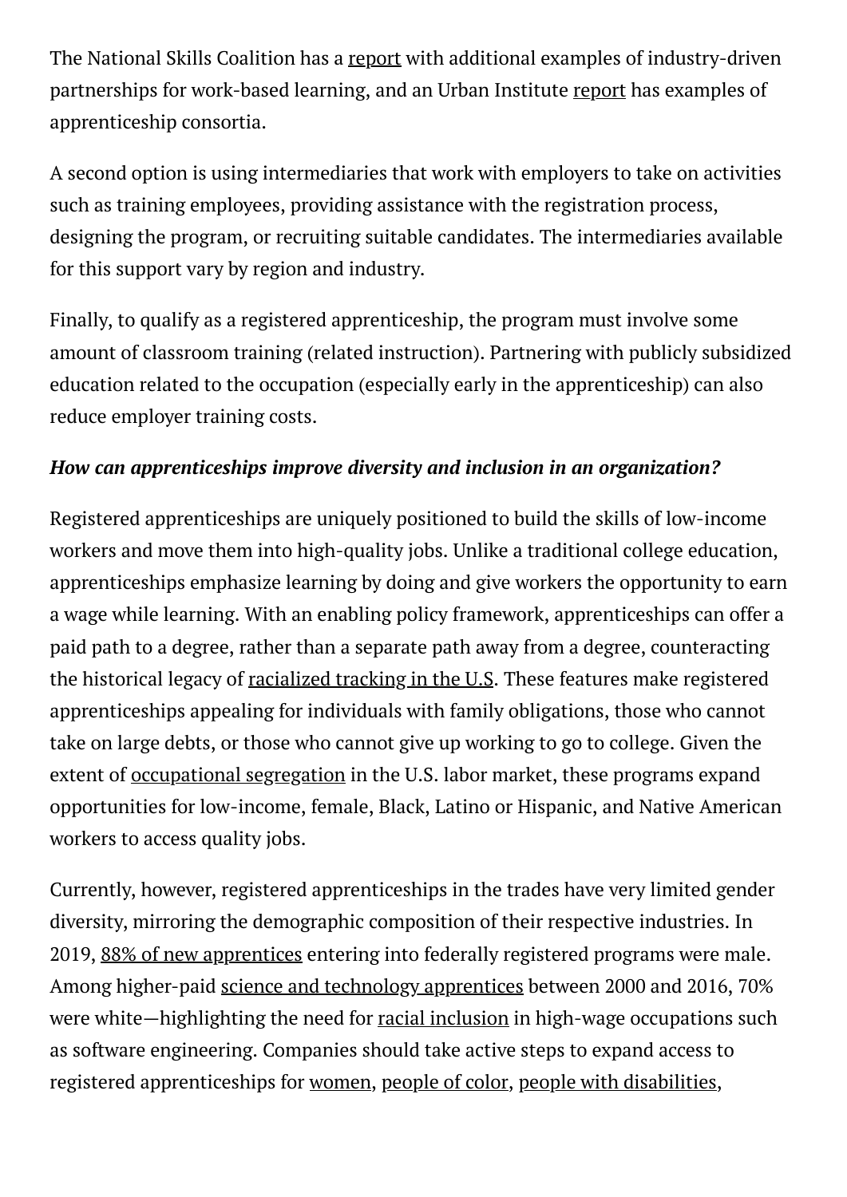The National Skills Coalition has a report with additional examples of industry-driven partnerships for work-based learning, and an Urban Institute report has examples of apprenticeship consortia.

A second option is using intermediaries that work with employers to take on activities such as training employees, providing assistance with the registration process, designing the program, or recruiting suitable candidates. The intermediaries available for this support vary by region and industry.

Finally, to qualify as a registered apprenticeship, the program must involve some amount of classroom training (related instruction). Partnering with publicly subsidized education related to the occupation (especially early in the apprenticeship) can also reduce employer training costs.

***How can apprenticeships improve diversity and inclusion in an organization?***

Registered apprenticeships are uniquely positioned to build the skills of low-income workers and move them into high-quality jobs. Unlike a traditional college education, apprenticeships emphasize learning by doing and give workers the opportunity to earn a wage while learning. With an enabling policy framework, apprenticeships can offer a paid path to a degree, rather than a separate path away from a degree, counteracting the historical legacy of racialized tracking in the U.S. These features make registered apprenticeships appealing for individuals with family obligations, those who cannot take on large debts, or those who cannot give up working to go to college. Given the extent of occupational segregation in the U.S. labor market, these programs expand opportunities for low-income, female, Black, Latino or Hispanic, and Native American workers to access quality jobs.

Currently, however, registered apprenticeships in the trades have very limited gender diversity, mirroring the demographic composition of their respective industries. In 2019, 88% of new apprentices entering into federally registered programs were male. Among higher-paid science and technology apprentices between 2000 and 2016, 70% were white—highlighting the need for racial inclusion in high-wage occupations such as software engineering. Companies should take active steps to expand access to registered apprenticeships for women, people of color, people with disabilities,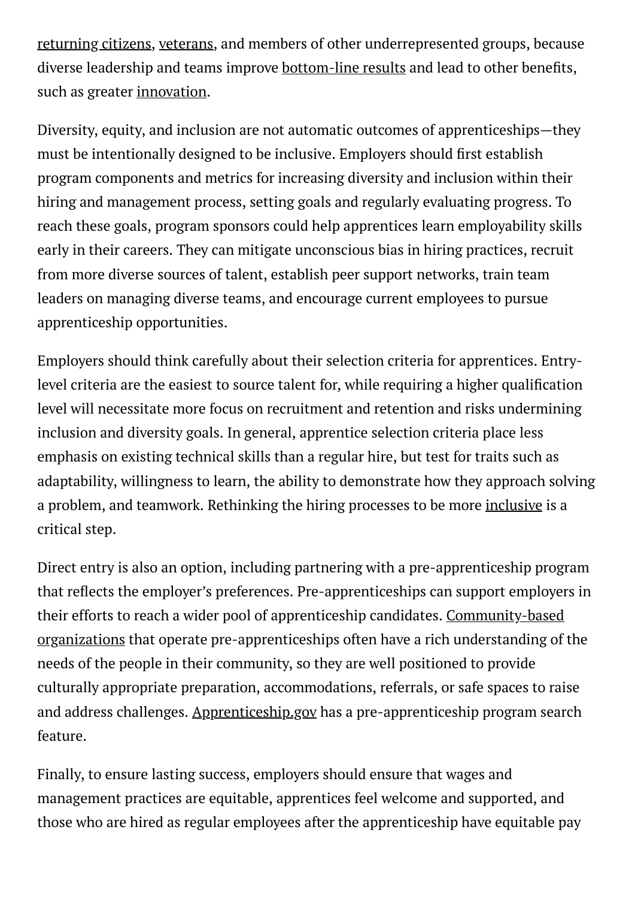returning citizens, veterans, and members of other underrepresented groups, because diverse leadership and teams improve bottom-line results and lead to other benefits, such as greater innovation.

Diversity, equity, and inclusion are not automatic outcomes of apprenticeships—they must be intentionally designed to be inclusive. Employers should first establish program components and metrics for increasing diversity and inclusion within their hiring and management process, setting goals and regularly evaluating progress. To reach these goals, program sponsors could help apprentices learn employability skills early in their careers. They can mitigate unconscious bias in hiring practices, recruit from more diverse sources of talent, establish peer support networks, train team leaders on managing diverse teams, and encourage current employees to pursue apprenticeship opportunities.

Employers should think carefully about their selection criteria for apprentices. Entry-level criteria are the easiest to source talent for, while requiring a higher qualification level will necessitate more focus on recruitment and retention and risks undermining inclusion and diversity goals. In general, apprentice selection criteria place less emphasis on existing technical skills than a regular hire, but test for traits such as adaptability, willingness to learn, the ability to demonstrate how they approach solving a problem, and teamwork. Rethinking the hiring processes to be more inclusive is a critical step.

Direct entry is also an option, including partnering with a pre-apprenticeship program that reflects the employer's preferences. Pre-apprenticeships can support employers in their efforts to reach a wider pool of apprenticeship candidates. Community-based organizations that operate pre-apprenticeships often have a rich understanding of the needs of the people in their community, so they are well positioned to provide culturally appropriate preparation, accommodations, referrals, or safe spaces to raise and address challenges. Apprenticeship.gov has a pre-apprenticeship program search feature.

Finally, to ensure lasting success, employers should ensure that wages and management practices are equitable, apprentices feel welcome and supported, and those who are hired as regular employees after the apprenticeship have equitable pay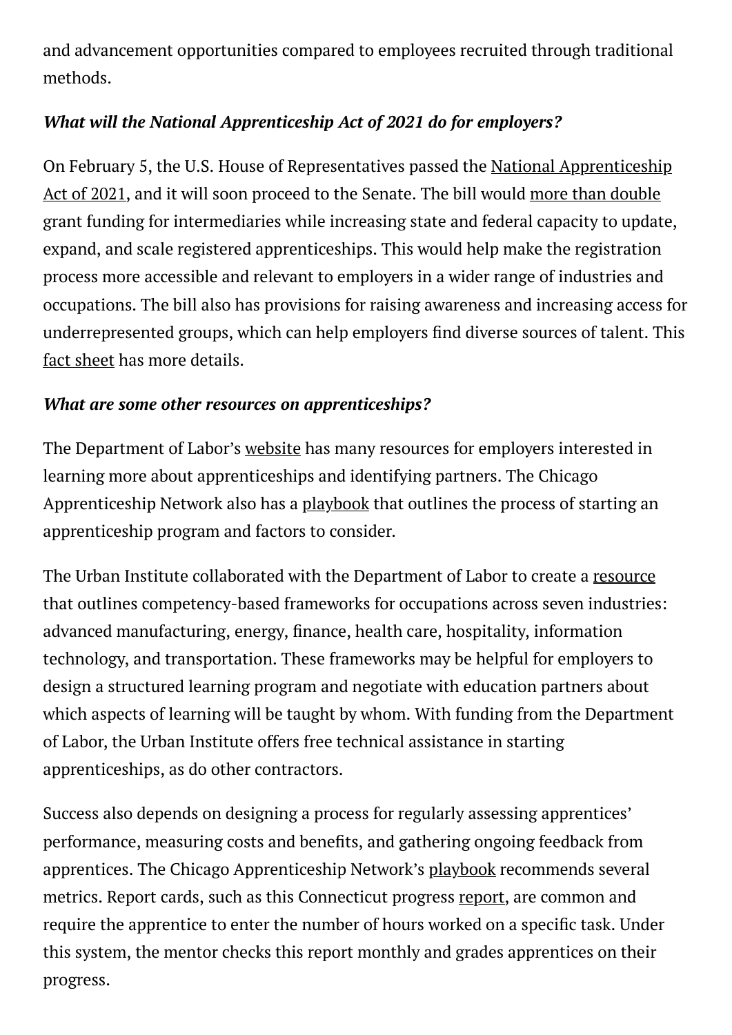and advancement opportunities compared to employees recruited through traditional methods.

***What will the National Apprenticeship Act of 2021 do for employers?***

On February 5, the U.S. House of Representatives passed the National Apprenticeship Act of 2021, and it will soon proceed to the Senate. The bill would more than double grant funding for intermediaries while increasing state and federal capacity to update, expand, and scale registered apprenticeships. This would help make the registration process more accessible and relevant to employers in a wider range of industries and occupations. The bill also has provisions for raising awareness and increasing access for underrepresented groups, which can help employers find diverse sources of talent. This fact sheet has more details.

***What are some other resources on apprenticeships?***

The Department of Labor's website has many resources for employers interested in learning more about apprenticeships and identifying partners. The Chicago Apprenticeship Network also has a playbook that outlines the process of starting an apprenticeship program and factors to consider.

The Urban Institute collaborated with the Department of Labor to create a resource that outlines competency-based frameworks for occupations across seven industries: advanced manufacturing, energy, finance, health care, hospitality, information technology, and transportation. These frameworks may be helpful for employers to design a structured learning program and negotiate with education partners about which aspects of learning will be taught by whom. With funding from the Department of Labor, the Urban Institute offers free technical assistance in starting apprenticeships, as do other contractors.

Success also depends on designing a process for regularly assessing apprentices' performance, measuring costs and benefits, and gathering ongoing feedback from apprentices. The Chicago Apprenticeship Network's playbook recommends several metrics. Report cards, such as this Connecticut progress report, are common and require the apprentice to enter the number of hours worked on a specific task. Under this system, the mentor checks this report monthly and grades apprentices on their progress.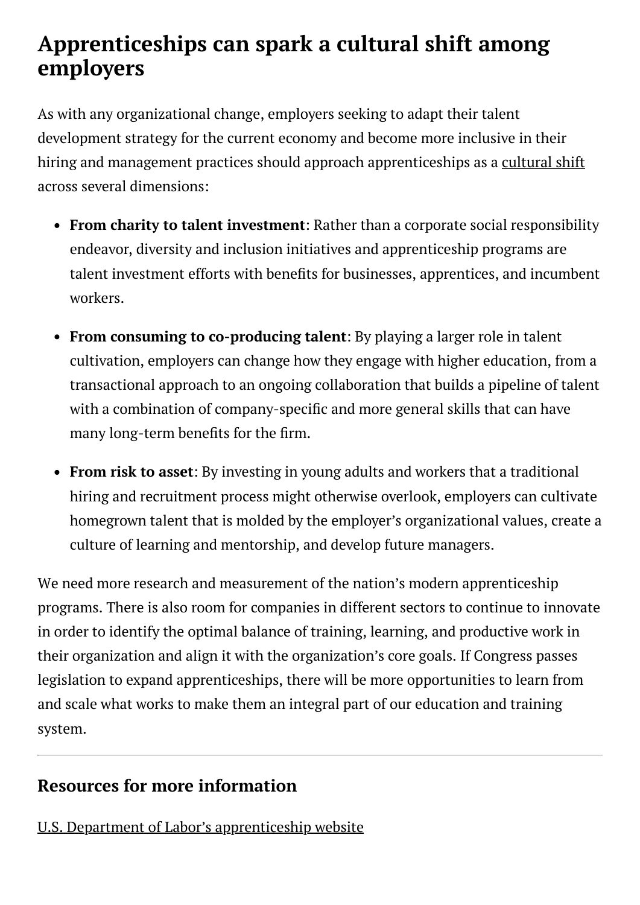## Apprenticeships can spark a cultural shift among employers

As with any organizational change, employers seeking to adapt their talent development strategy for the current economy and become more inclusive in their hiring and management practices should approach apprenticeships as a cultural shift across several dimensions:

- **From charity to talent investment**: Rather than a corporate social responsibility endeavor, diversity and inclusion initiatives and apprenticeship programs are talent investment efforts with benefits for businesses, apprentices, and incumbent workers.
- **From consuming to co-producing talent**: By playing a larger role in talent cultivation, employers can change how they engage with higher education, from a transactional approach to an ongoing collaboration that builds a pipeline of talent with a combination of company-specific and more general skills that can have many long-term benefits for the firm.
- **From risk to asset**: By investing in young adults and workers that a traditional hiring and recruitment process might otherwise overlook, employers can cultivate homegrown talent that is molded by the employer's organizational values, create a culture of learning and mentorship, and develop future managers.

We need more research and measurement of the nation's modern apprenticeship programs. There is also room for companies in different sectors to continue to innovate in order to identify the optimal balance of training, learning, and productive work in their organization and align it with the organization's core goals. If Congress passes legislation to expand apprenticeships, there will be more opportunities to learn from and scale what works to make them an integral part of our education and training system.

---

### Resources for more information

U.S. Department of Labor's apprenticeship website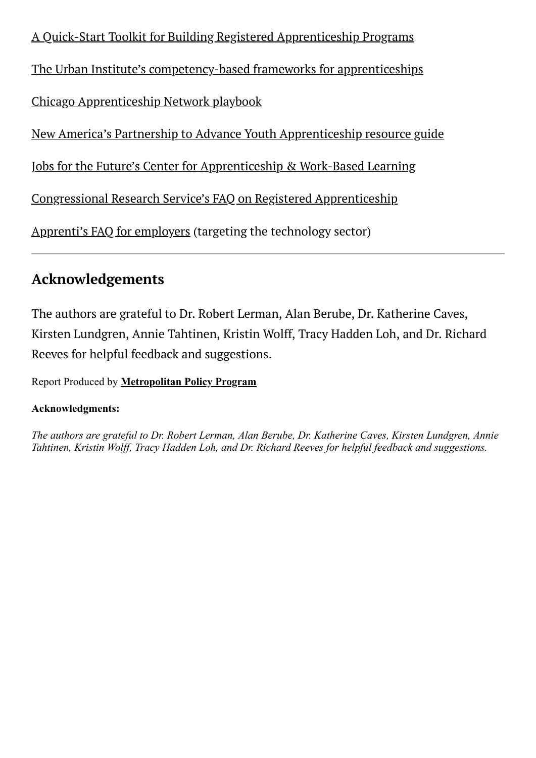A Quick-Start Toolkit for Building Registered Apprenticeship Programs

The Urban Institute's competency-based frameworks for apprenticeships

Chicago Apprenticeship Network playbook

New America's Partnership to Advance Youth Apprenticeship resource guide

Jobs for the Future's Center for Apprenticeship & Work-Based Learning

Congressional Research Service's FAQ on Registered Apprenticeship

Apprenti's FAQ for employers (targeting the technology sector)

---

## Acknowledgements

The authors are grateful to Dr. Robert Lerman, Alan Berube, Dr. Katherine Caves, Kirsten Lundgren, Annie Tahtinen, Kristin Wolff, Tracy Hadden Loh, and Dr. Richard Reeves for helpful feedback and suggestions.

Report Produced by **Metropolitan Policy Program**

**Acknowledgments:**

*The authors are grateful to Dr. Robert Lerman, Alan Berube, Dr. Katherine Caves, Kirsten Lundgren, Annie Tahtinen, Kristin Wolff, Tracy Hadden Loh, and Dr. Richard Reeves for helpful feedback and suggestions.*